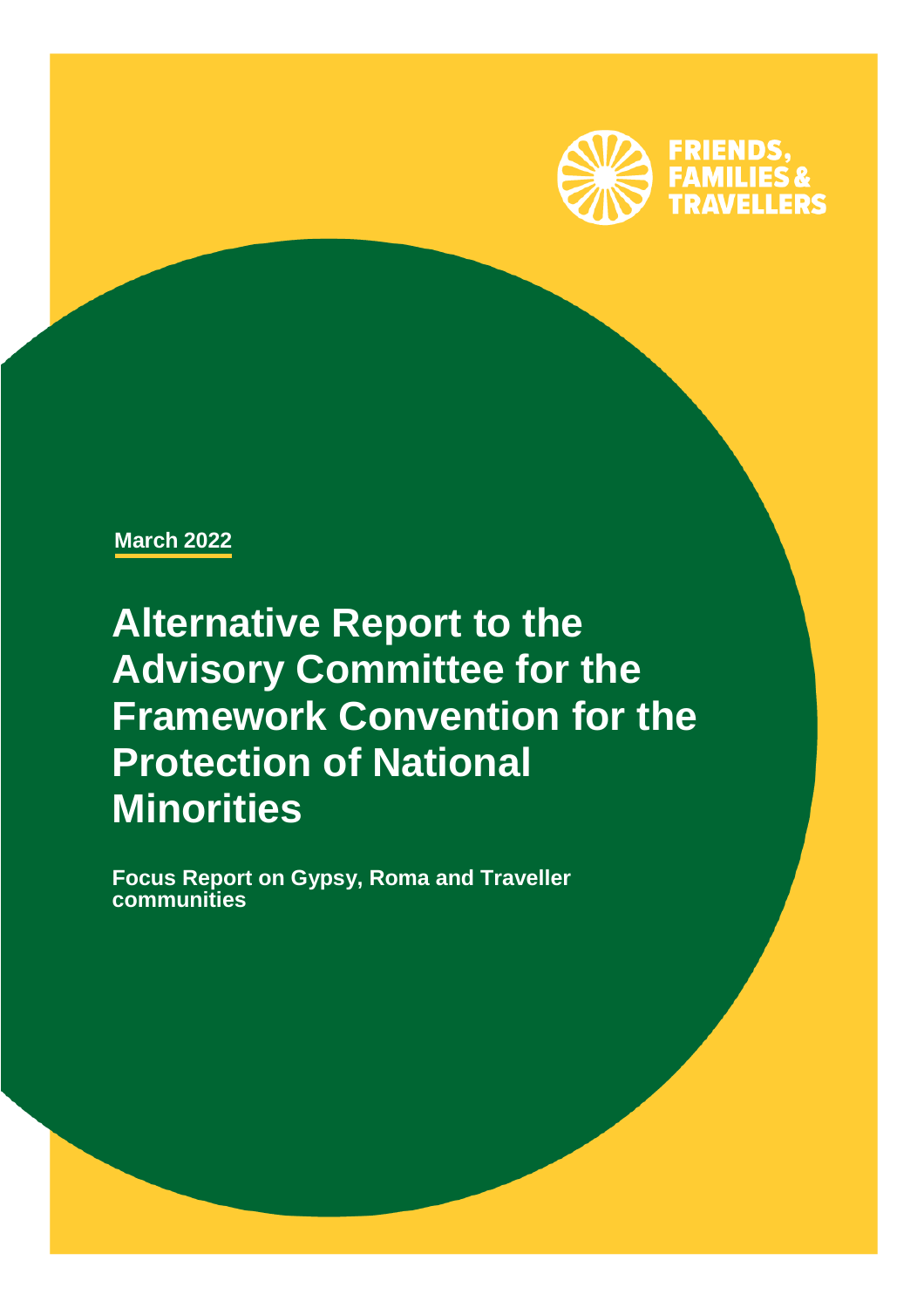FRIENDS, FAMILIES & TRAVELLERS

March 2022

# Alternative Report to the Advisory Committee for the Framework Convention for the Protection of National Minorities

**Focus Report on Gypsy, Roma and Traveller communities**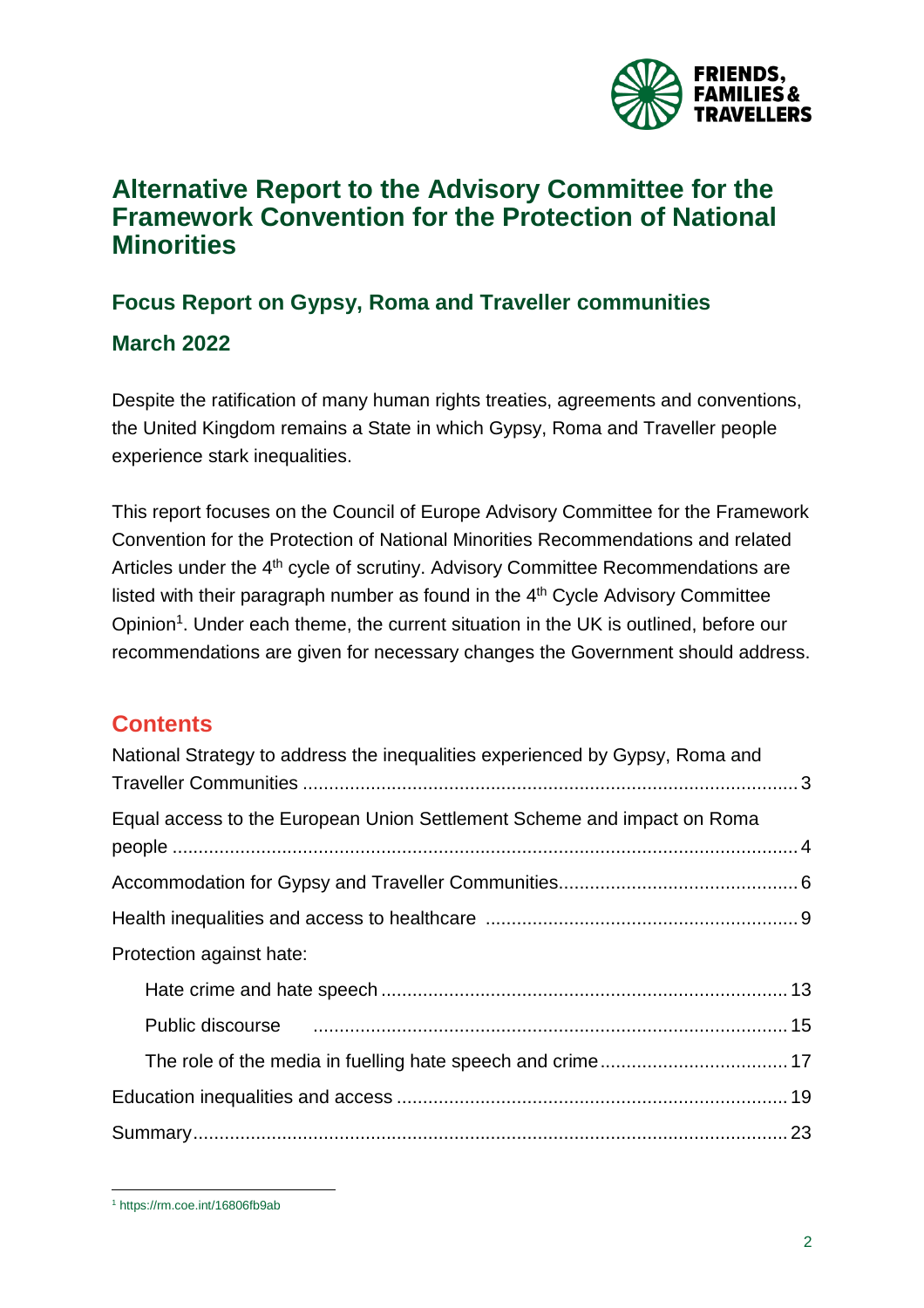# Alternative Report to the Advisory Committee for the Framework Convention for the Protection of National Minorities

## Focus Report on Gypsy, Roma and Traveller communities

## March 2022

Despite the ratification of many human rights treaties, agreements and conventions, the United Kingdom remains a State in which Gypsy, Roma and Traveller people experience stark inequalities.

This report focuses on the Council of Europe Advisory Committee for the Framework Convention for the Protection of National Minorities Recommendations and related Articles under the 4th cycle of scrutiny. Advisory Committee Recommendations are listed with their paragraph number as found in the 4th Cycle Advisory Committee Opinion[1]. Under each theme, the current situation in the UK is outlined, before our recommendations are given for necessary changes the Government should address.

## Contents

National Strategy to address the inequalities experienced by Gypsy, Roma and Traveller Communities .......... 3

Equal access to the European Union Settlement Scheme and impact on Roma people .......... 4

Accommodation for Gypsy and Traveller Communities .......... 6

Health inequalities and access to healthcare .......... 9

Protection against hate:

- Hate crime and hate speech .......... 13
- Public discourse .......... 15
- The role of the media in fuelling hate speech and crime .......... 17

Education inequalities and access .......... 19

Summary .......... 23

---

[1] https://rm.coe.int/16806fb9ab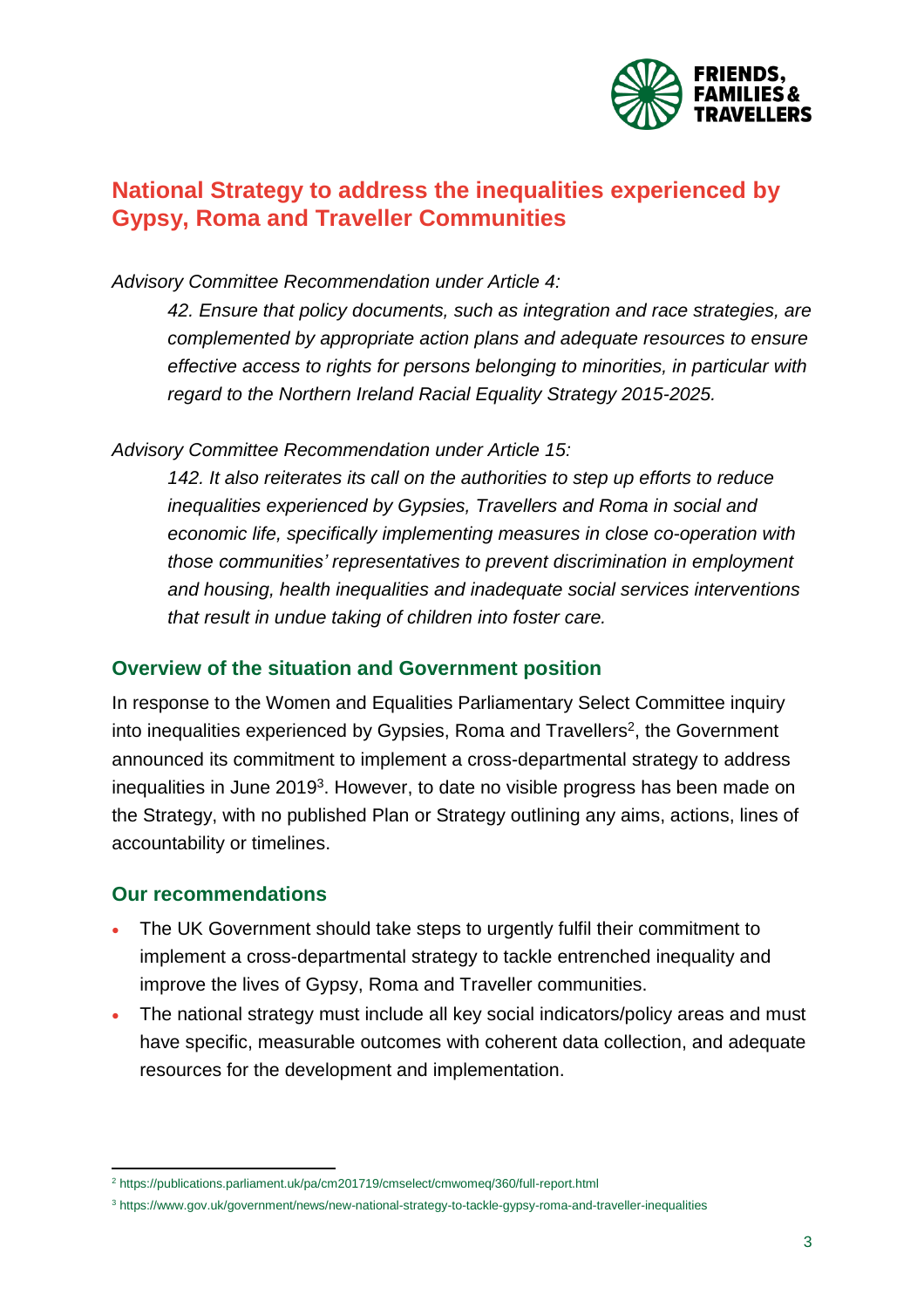## National Strategy to address the inequalities experienced by Gypsy, Roma and Traveller Communities

*Advisory Committee Recommendation under Article 4:*

> *42. Ensure that policy documents, such as integration and race strategies, are complemented by appropriate action plans and adequate resources to ensure effective access to rights for persons belonging to minorities, in particular with regard to the Northern Ireland Racial Equality Strategy 2015-2025.*

*Advisory Committee Recommendation under Article 15:*

> *142. It also reiterates its call on the authorities to step up efforts to reduce inequalities experienced by Gypsies, Travellers and Roma in social and economic life, specifically implementing measures in close co-operation with those communities' representatives to prevent discrimination in employment and housing, health inequalities and inadequate social services interventions that result in undue taking of children into foster care.*

### Overview of the situation and Government position

In response to the Women and Equalities Parliamentary Select Committee inquiry into inequalities experienced by Gypsies, Roma and Travellers[2], the Government announced its commitment to implement a cross-departmental strategy to address inequalities in June 2019[3]. However, to date no visible progress has been made on the Strategy, with no published Plan or Strategy outlining any aims, actions, lines of accountability or timelines.

### Our recommendations

- The UK Government should take steps to urgently fulfil their commitment to implement a cross-departmental strategy to tackle entrenched inequality and improve the lives of Gypsy, Roma and Traveller communities.
- The national strategy must include all key social indicators/policy areas and must have specific, measurable outcomes with coherent data collection, and adequate resources for the development and implementation.

---

[2] https://publications.parliament.uk/pa/cm201719/cmselect/cmwomeq/360/full-report.html

[3] https://www.gov.uk/government/news/new-national-strategy-to-tackle-gypsy-roma-and-traveller-inequalities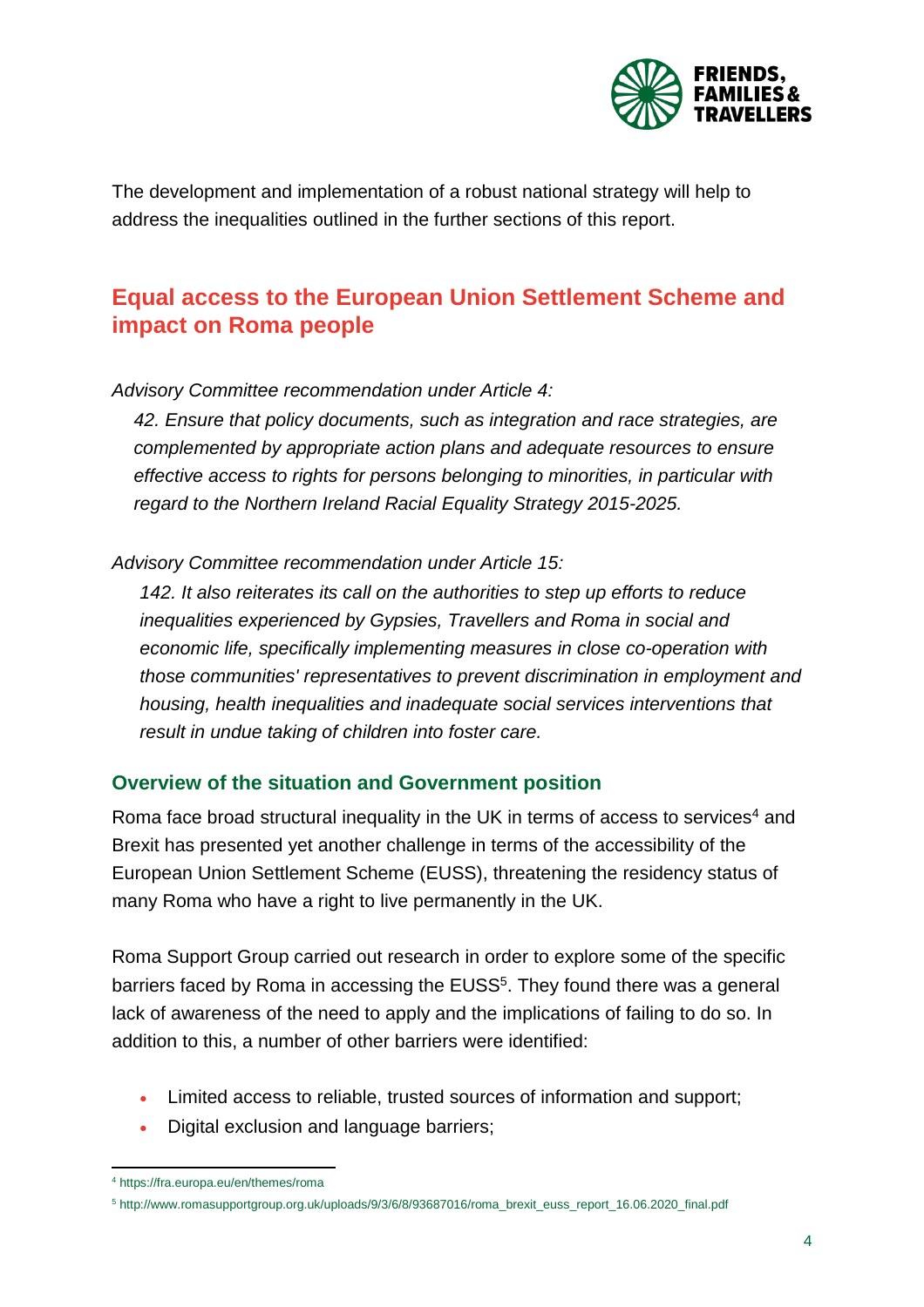The development and implementation of a robust national strategy will help to address the inequalities outlined in the further sections of this report.

## Equal access to the European Union Settlement Scheme and impact on Roma people

*Advisory Committee recommendation under Article 4:*

> *42. Ensure that policy documents, such as integration and race strategies, are complemented by appropriate action plans and adequate resources to ensure effective access to rights for persons belonging to minorities, in particular with regard to the Northern Ireland Racial Equality Strategy 2015-2025.*

*Advisory Committee recommendation under Article 15:*

> *142. It also reiterates its call on the authorities to step up efforts to reduce inequalities experienced by Gypsies, Travellers and Roma in social and economic life, specifically implementing measures in close co-operation with those communities' representatives to prevent discrimination in employment and housing, health inequalities and inadequate social services interventions that result in undue taking of children into foster care.*

### Overview of the situation and Government position

Roma face broad structural inequality in the UK in terms of access to services[4] and Brexit has presented yet another challenge in terms of the accessibility of the European Union Settlement Scheme (EUSS), threatening the residency status of many Roma who have a right to live permanently in the UK.

Roma Support Group carried out research in order to explore some of the specific barriers faced by Roma in accessing the EUSS[5]. They found there was a general lack of awareness of the need to apply and the implications of failing to do so. In addition to this, a number of other barriers were identified:

- Limited access to reliable, trusted sources of information and support;
- Digital exclusion and language barriers;

[4] https://fra.europa.eu/en/themes/roma

[5] http://www.romasupportgroup.org.uk/uploads/9/3/6/8/93687016/roma_brexit_euss_report_16.06.2020_final.pdf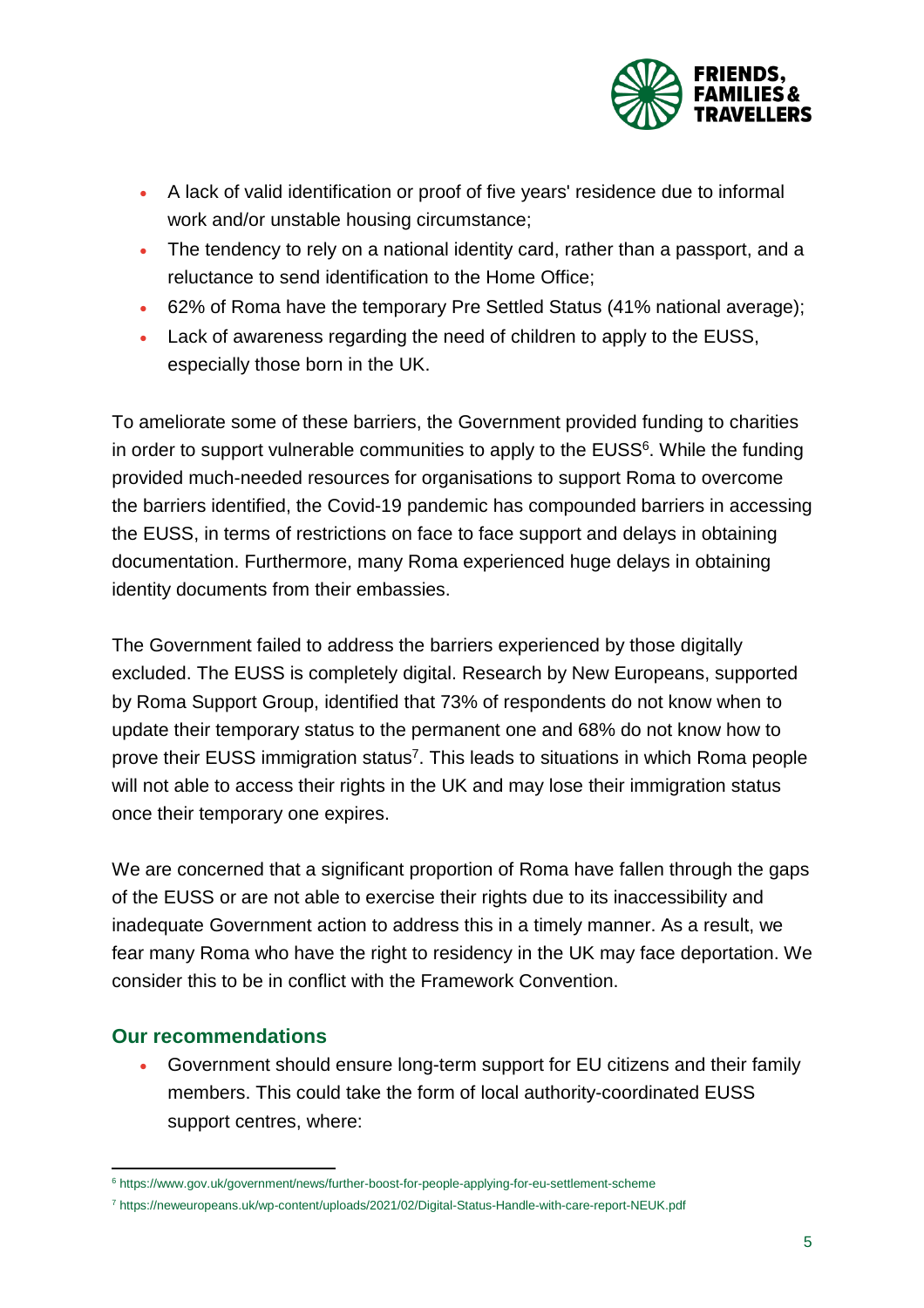- A lack of valid identification or proof of five years' residence due to informal work and/or unstable housing circumstance;
- The tendency to rely on a national identity card, rather than a passport, and a reluctance to send identification to the Home Office;
- 62% of Roma have the temporary Pre Settled Status (41% national average);
- Lack of awareness regarding the need of children to apply to the EUSS, especially those born in the UK.

To ameliorate some of these barriers, the Government provided funding to charities in order to support vulnerable communities to apply to the EUSS[6]. While the funding provided much-needed resources for organisations to support Roma to overcome the barriers identified, the Covid-19 pandemic has compounded barriers in accessing the EUSS, in terms of restrictions on face to face support and delays in obtaining documentation. Furthermore, many Roma experienced huge delays in obtaining identity documents from their embassies.

The Government failed to address the barriers experienced by those digitally excluded. The EUSS is completely digital. Research by New Europeans, supported by Roma Support Group, identified that 73% of respondents do not know when to update their temporary status to the permanent one and 68% do not know how to prove their EUSS immigration status[7]. This leads to situations in which Roma people will not able to access their rights in the UK and may lose their immigration status once their temporary one expires.

We are concerned that a significant proportion of Roma have fallen through the gaps of the EUSS or are not able to exercise their rights due to its inaccessibility and inadequate Government action to address this in a timely manner. As a result, we fear many Roma who have the right to residency in the UK may face deportation. We consider this to be in conflict with the Framework Convention.

### Our recommendations

- Government should ensure long-term support for EU citizens and their family members. This could take the form of local authority-coordinated EUSS support centres, where:

[6] https://www.gov.uk/government/news/further-boost-for-people-applying-for-eu-settlement-scheme

[7] https://neweuropeans.uk/wp-content/uploads/2021/02/Digital-Status-Handle-with-care-report-NEUK.pdf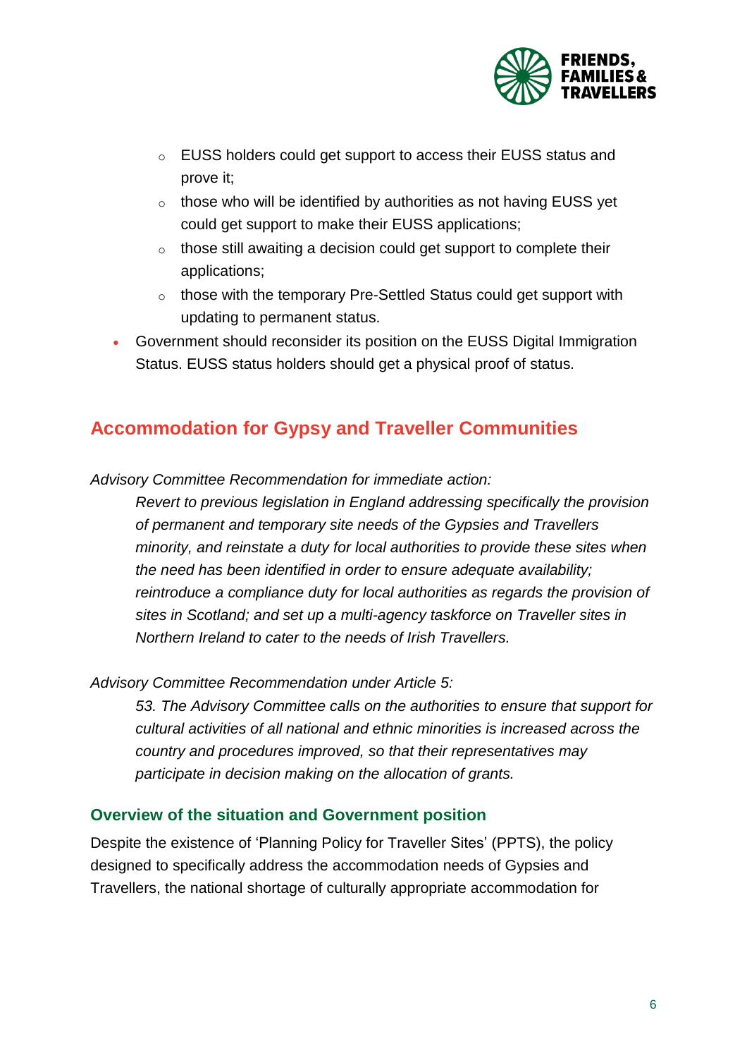- EUSS holders could get support to access their EUSS status and prove it;
    - those who will be identified by authorities as not having EUSS yet could get support to make their EUSS applications;
    - those still awaiting a decision could get support to complete their applications;
    - those with the temporary Pre-Settled Status could get support with updating to permanent status.
- Government should reconsider its position on the EUSS Digital Immigration Status. EUSS status holders should get a physical proof of status.

## Accommodation for Gypsy and Traveller Communities

*Advisory Committee Recommendation for immediate action:*

> *Revert to previous legislation in England addressing specifically the provision of permanent and temporary site needs of the Gypsies and Travellers minority, and reinstate a duty for local authorities to provide these sites when the need has been identified in order to ensure adequate availability; reintroduce a compliance duty for local authorities as regards the provision of sites in Scotland; and set up a multi-agency taskforce on Traveller sites in Northern Ireland to cater to the needs of Irish Travellers.*

*Advisory Committee Recommendation under Article 5:*

> *53. The Advisory Committee calls on the authorities to ensure that support for cultural activities of all national and ethnic minorities is increased across the country and procedures improved, so that their representatives may participate in decision making on the allocation of grants.*

### Overview of the situation and Government position

Despite the existence of 'Planning Policy for Traveller Sites' (PPTS), the policy designed to specifically address the accommodation needs of Gypsies and Travellers, the national shortage of culturally appropriate accommodation for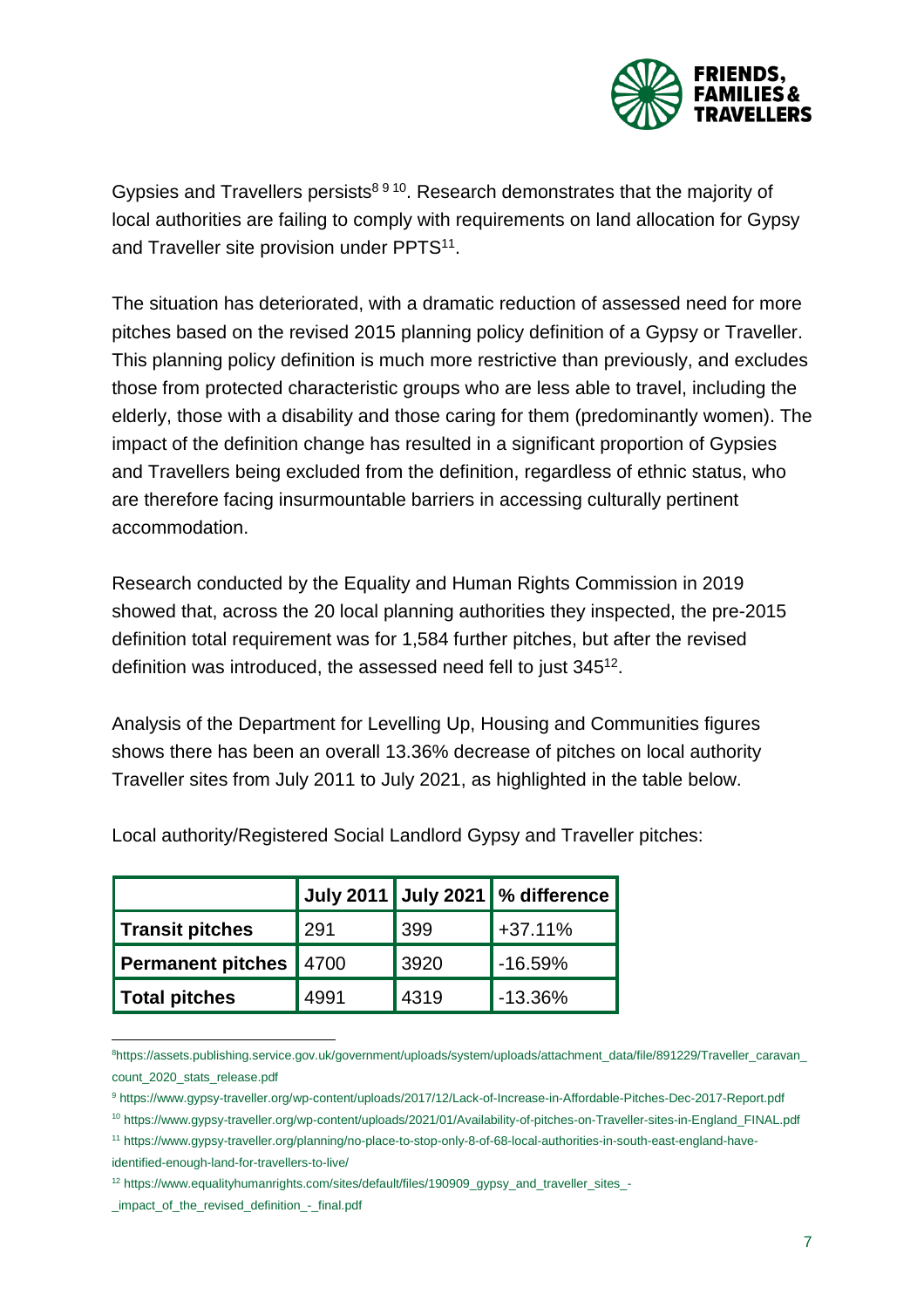Gypsies and Travellers persists[8 9 10]. Research demonstrates that the majority of local authorities are failing to comply with requirements on land allocation for Gypsy and Traveller site provision under PPTS[11].

The situation has deteriorated, with a dramatic reduction of assessed need for more pitches based on the revised 2015 planning policy definition of a Gypsy or Traveller. This planning policy definition is much more restrictive than previously, and excludes those from protected characteristic groups who are less able to travel, including the elderly, those with a disability and those caring for them (predominantly women). The impact of the definition change has resulted in a significant proportion of Gypsies and Travellers being excluded from the definition, regardless of ethnic status, who are therefore facing insurmountable barriers in accessing culturally pertinent accommodation.

Research conducted by the Equality and Human Rights Commission in 2019 showed that, across the 20 local planning authorities they inspected, the pre-2015 definition total requirement was for 1,584 further pitches, but after the revised definition was introduced, the assessed need fell to just 345[12].

Analysis of the Department for Levelling Up, Housing and Communities figures shows there has been an overall 13.36% decrease of pitches on local authority Traveller sites from July 2011 to July 2021, as highlighted in the table below.

Local authority/Registered Social Landlord Gypsy and Traveller pitches:

| | July 2011 | July 2021 | % difference |
|---|---|---|---|
| **Transit pitches** | 291 | 399 | +37.11% |
| **Permanent pitches** | 4700 | 3920 | -16.59% |
| **Total pitches** | 4991 | 4319 | -13.36% |

[8] https://assets.publishing.service.gov.uk/government/uploads/system/uploads/attachment_data/file/891229/Traveller_caravan_count_2020_stats_release.pdf

[9] https://www.gypsy-traveller.org/wp-content/uploads/2017/12/Lack-of-Increase-in-Affordable-Pitches-Dec-2017-Report.pdf

[10] https://www.gypsy-traveller.org/wp-content/uploads/2021/01/Availability-of-pitches-on-Traveller-sites-in-England_FINAL.pdf

[11] https://www.gypsy-traveller.org/planning/no-place-to-stop-only-8-of-68-local-authorities-in-south-east-england-have-identified-enough-land-for-travellers-to-live/

[12] https://www.equalityhumanrights.com/sites/default/files/190909_gypsy_and_traveller_sites_-_impact_of_the_revised_definition_-_final.pdf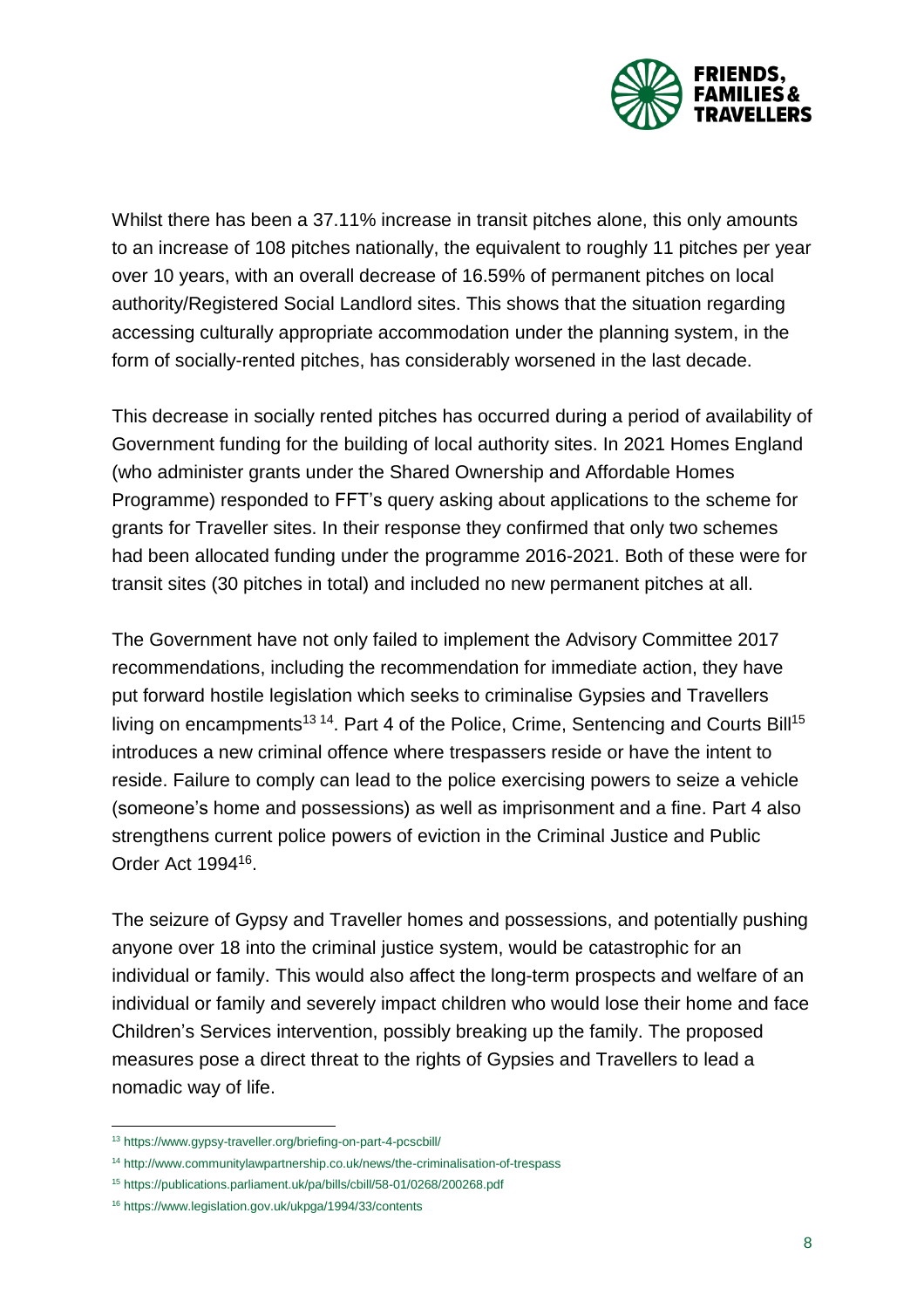Whilst there has been a 37.11% increase in transit pitches alone, this only amounts to an increase of 108 pitches nationally, the equivalent to roughly 11 pitches per year over 10 years, with an overall decrease of 16.59% of permanent pitches on local authority/Registered Social Landlord sites. This shows that the situation regarding accessing culturally appropriate accommodation under the planning system, in the form of socially-rented pitches, has considerably worsened in the last decade.

This decrease in socially rented pitches has occurred during a period of availability of Government funding for the building of local authority sites. In 2021 Homes England (who administer grants under the Shared Ownership and Affordable Homes Programme) responded to FFT's query asking about applications to the scheme for grants for Traveller sites. In their response they confirmed that only two schemes had been allocated funding under the programme 2016-2021. Both of these were for transit sites (30 pitches in total) and included no new permanent pitches at all.

The Government have not only failed to implement the Advisory Committee 2017 recommendations, including the recommendation for immediate action, they have put forward hostile legislation which seeks to criminalise Gypsies and Travellers living on encampments[13] [14]. Part 4 of the Police, Crime, Sentencing and Courts Bill[15] introduces a new criminal offence where trespassers reside or have the intent to reside. Failure to comply can lead to the police exercising powers to seize a vehicle (someone's home and possessions) as well as imprisonment and a fine. Part 4 also strengthens current police powers of eviction in the Criminal Justice and Public Order Act 1994[16].

The seizure of Gypsy and Traveller homes and possessions, and potentially pushing anyone over 18 into the criminal justice system, would be catastrophic for an individual or family. This would also affect the long-term prospects and welfare of an individual or family and severely impact children who would lose their home and face Children's Services intervention, possibly breaking up the family. The proposed measures pose a direct threat to the rights of Gypsies and Travellers to lead a nomadic way of life.

---

[13] https://www.gypsy-traveller.org/briefing-on-part-4-pcscbill/

[14] http://www.communitylawpartnership.co.uk/news/the-criminalisation-of-trespass

[15] https://publications.parliament.uk/pa/bills/cbill/58-01/0268/200268.pdf

[16] https://www.legislation.gov.uk/ukpga/1994/33/contents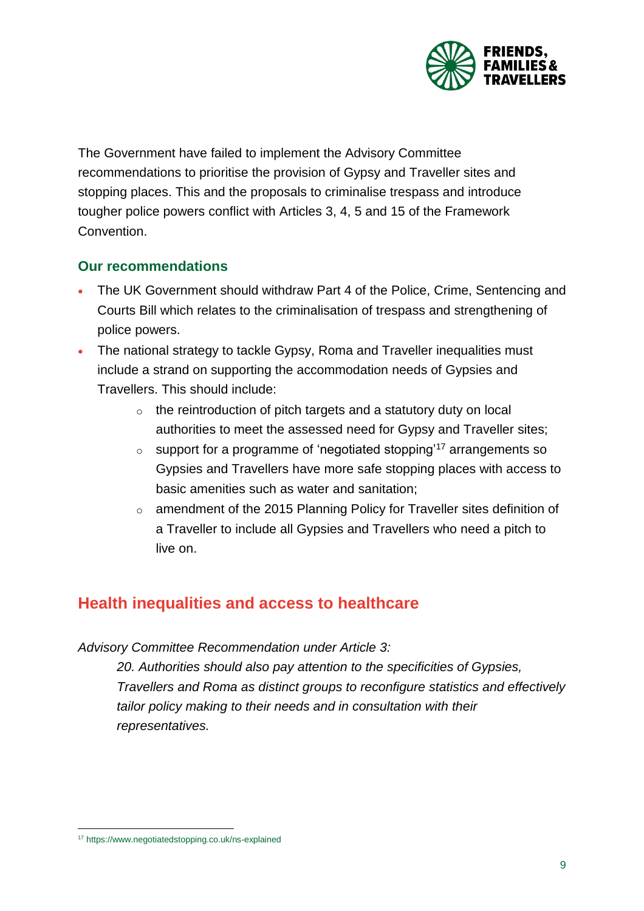The Government have failed to implement the Advisory Committee recommendations to prioritise the provision of Gypsy and Traveller sites and stopping places. This and the proposals to criminalise trespass and introduce tougher police powers conflict with Articles 3, 4, 5 and 15 of the Framework Convention.

### Our recommendations

- The UK Government should withdraw Part 4 of the Police, Crime, Sentencing and Courts Bill which relates to the criminalisation of trespass and strengthening of police powers.
- The national strategy to tackle Gypsy, Roma and Traveller inequalities must include a strand on supporting the accommodation needs of Gypsies and Travellers. This should include:
  - the reintroduction of pitch targets and a statutory duty on local authorities to meet the assessed need for Gypsy and Traveller sites;
  - support for a programme of 'negotiated stopping'[17] arrangements so Gypsies and Travellers have more safe stopping places with access to basic amenities such as water and sanitation;
  - amendment of the 2015 Planning Policy for Traveller sites definition of a Traveller to include all Gypsies and Travellers who need a pitch to live on.

## Health inequalities and access to healthcare

*Advisory Committee Recommendation under Article 3:*

> *20. Authorities should also pay attention to the specificities of Gypsies, Travellers and Roma as distinct groups to reconfigure statistics and effectively tailor policy making to their needs and in consultation with their representatives.*

---

[17] https://www.negotiatedstopping.co.uk/ns-explained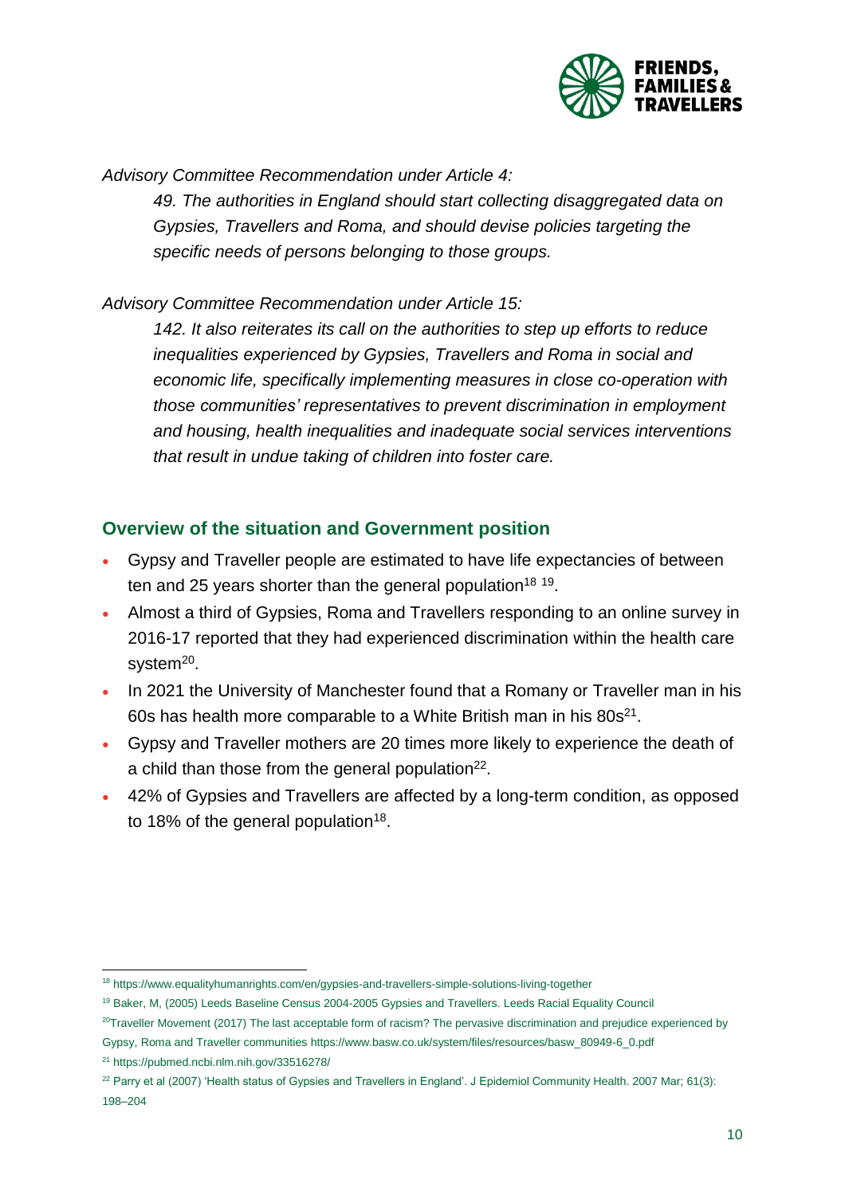*Advisory Committee Recommendation under Article 4:*

> *49. The authorities in England should start collecting disaggregated data on Gypsies, Travellers and Roma, and should devise policies targeting the specific needs of persons belonging to those groups.*

*Advisory Committee Recommendation under Article 15:*

> *142. It also reiterates its call on the authorities to step up efforts to reduce inequalities experienced by Gypsies, Travellers and Roma in social and economic life, specifically implementing measures in close co-operation with those communities' representatives to prevent discrimination in employment and housing, health inequalities and inadequate social services interventions that result in undue taking of children into foster care.*

## Overview of the situation and Government position

- Gypsy and Traveller people are estimated to have life expectancies of between ten and 25 years shorter than the general population[18] [19].
- Almost a third of Gypsies, Roma and Travellers responding to an online survey in 2016-17 reported that they had experienced discrimination within the health care system[20].
- In 2021 the University of Manchester found that a Romany or Traveller man in his 60s has health more comparable to a White British man in his 80s[21].
- Gypsy and Traveller mothers are 20 times more likely to experience the death of a child than those from the general population[22].
- 42% of Gypsies and Travellers are affected by a long-term condition, as opposed to 18% of the general population[18].

---

[18] https://www.equalityhumanrights.com/en/gypsies-and-travellers-simple-solutions-living-together

[19] Baker, M, (2005) Leeds Baseline Census 2004-2005 Gypsies and Travellers. Leeds Racial Equality Council

[20] Traveller Movement (2017) The last acceptable form of racism? The pervasive discrimination and prejudice experienced by Gypsy, Roma and Traveller communities https://www.basw.co.uk/system/files/resources/basw_80949-6_0.pdf

[21] https://pubmed.ncbi.nlm.nih.gov/33516278/

[22] Parry et al (2007) 'Health status of Gypsies and Travellers in England'. J Epidemiol Community Health. 2007 Mar; 61(3): 198–204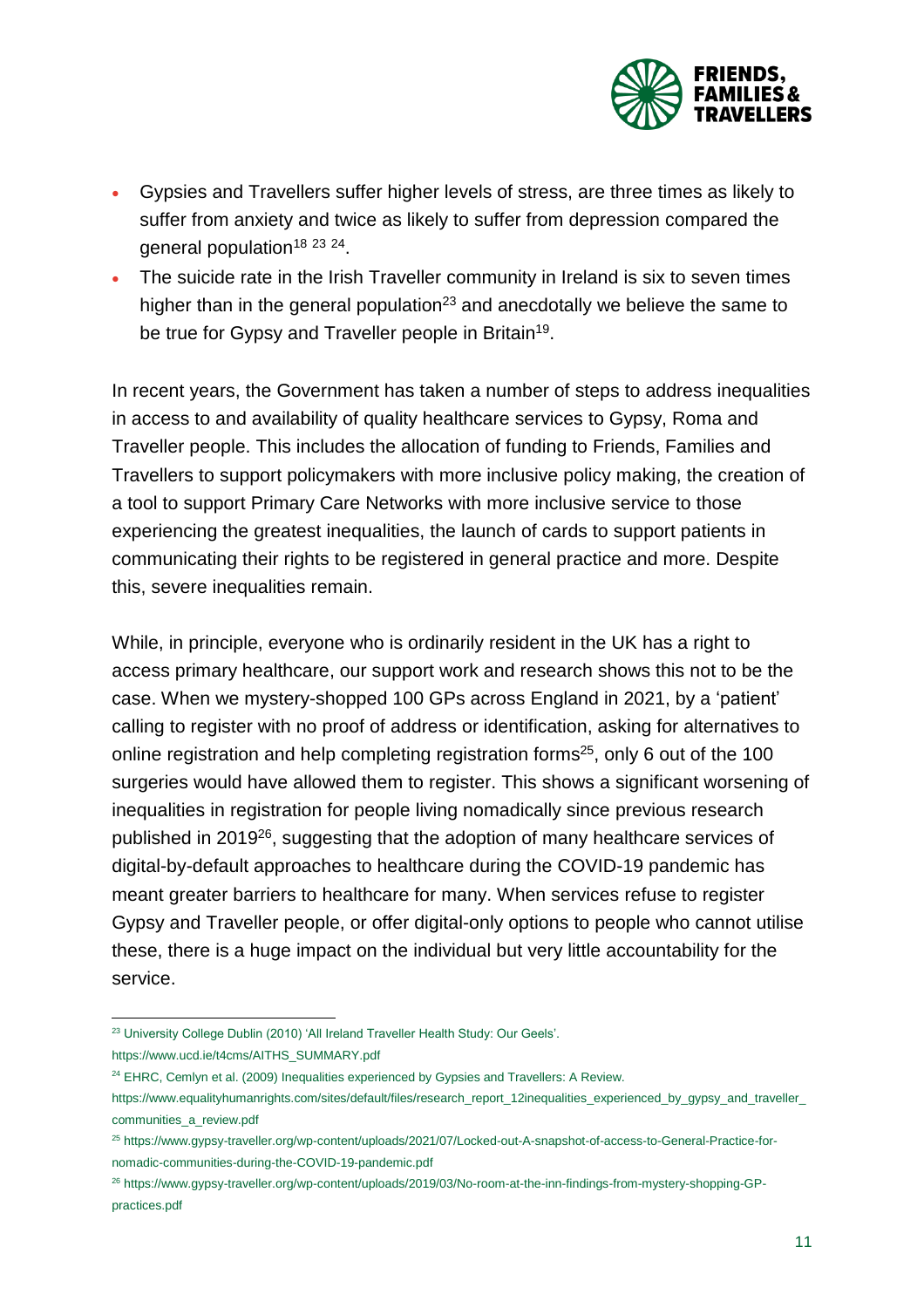- Gypsies and Travellers suffer higher levels of stress, are three times as likely to suffer from anxiety and twice as likely to suffer from depression compared the general population[18 23 24].
- The suicide rate in the Irish Traveller community in Ireland is six to seven times higher than in the general population[23] and anecdotally we believe the same to be true for Gypsy and Traveller people in Britain[19].

In recent years, the Government has taken a number of steps to address inequalities in access to and availability of quality healthcare services to Gypsy, Roma and Traveller people. This includes the allocation of funding to Friends, Families and Travellers to support policymakers with more inclusive policy making, the creation of a tool to support Primary Care Networks with more inclusive service to those experiencing the greatest inequalities, the launch of cards to support patients in communicating their rights to be registered in general practice and more. Despite this, severe inequalities remain.

While, in principle, everyone who is ordinarily resident in the UK has a right to access primary healthcare, our support work and research shows this not to be the case. When we mystery-shopped 100 GPs across England in 2021, by a 'patient' calling to register with no proof of address or identification, asking for alternatives to online registration and help completing registration forms[25], only 6 out of the 100 surgeries would have allowed them to register. This shows a significant worsening of inequalities in registration for people living nomadically since previous research published in 2019[26], suggesting that the adoption of many healthcare services of digital-by-default approaches to healthcare during the COVID-19 pandemic has meant greater barriers to healthcare for many. When services refuse to register Gypsy and Traveller people, or offer digital-only options to people who cannot utilise these, there is a huge impact on the individual but very little accountability for the service.

---

[23] University College Dublin (2010) 'All Ireland Traveller Health Study: Our Geels'. https://www.ucd.ie/t4cms/AITHS_SUMMARY.pdf

[24] EHRC, Cemlyn et al. (2009) Inequalities experienced by Gypsies and Travellers: A Review. https://www.equalityhumanrights.com/sites/default/files/research_report_12inequalities_experienced_by_gypsy_and_traveller_communities_a_review.pdf

[25] https://www.gypsy-traveller.org/wp-content/uploads/2021/07/Locked-out-A-snapshot-of-access-to-General-Practice-for-nomadic-communities-during-the-COVID-19-pandemic.pdf

[26] https://www.gypsy-traveller.org/wp-content/uploads/2019/03/No-room-at-the-inn-findings-from-mystery-shopping-GP-practices.pdf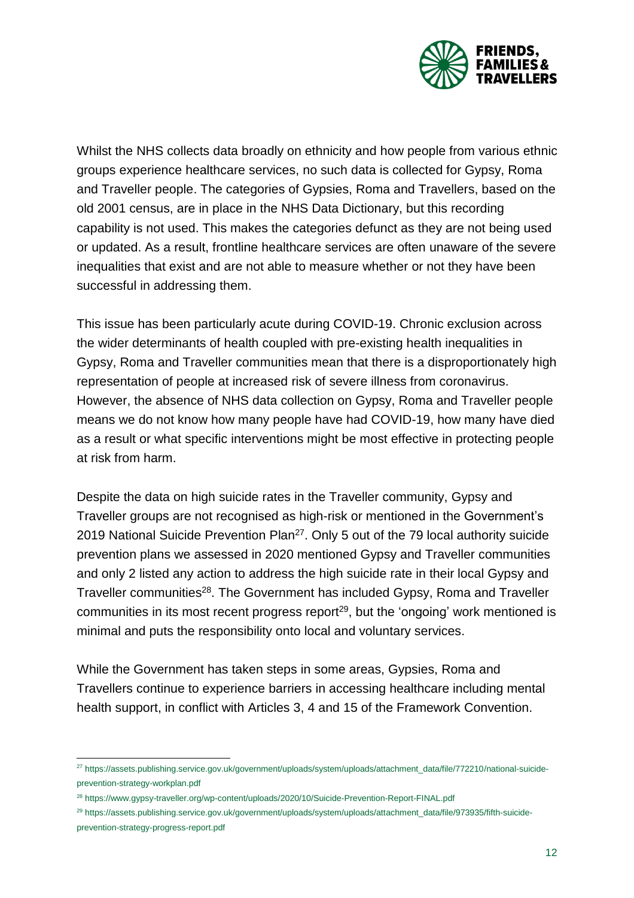Whilst the NHS collects data broadly on ethnicity and how people from various ethnic groups experience healthcare services, no such data is collected for Gypsy, Roma and Traveller people. The categories of Gypsies, Roma and Travellers, based on the old 2001 census, are in place in the NHS Data Dictionary, but this recording capability is not used. This makes the categories defunct as they are not being used or updated. As a result, frontline healthcare services are often unaware of the severe inequalities that exist and are not able to measure whether or not they have been successful in addressing them.

This issue has been particularly acute during COVID-19. Chronic exclusion across the wider determinants of health coupled with pre-existing health inequalities in Gypsy, Roma and Traveller communities mean that there is a disproportionately high representation of people at increased risk of severe illness from coronavirus. However, the absence of NHS data collection on Gypsy, Roma and Traveller people means we do not know how many people have had COVID-19, how many have died as a result or what specific interventions might be most effective in protecting people at risk from harm.

Despite the data on high suicide rates in the Traveller community, Gypsy and Traveller groups are not recognised as high-risk or mentioned in the Government's 2019 National Suicide Prevention Plan[27]. Only 5 out of the 79 local authority suicide prevention plans we assessed in 2020 mentioned Gypsy and Traveller communities and only 2 listed any action to address the high suicide rate in their local Gypsy and Traveller communities[28]. The Government has included Gypsy, Roma and Traveller communities in its most recent progress report[29], but the 'ongoing' work mentioned is minimal and puts the responsibility onto local and voluntary services.

While the Government has taken steps in some areas, Gypsies, Roma and Travellers continue to experience barriers in accessing healthcare including mental health support, in conflict with Articles 3, 4 and 15 of the Framework Convention.

[27] https://assets.publishing.service.gov.uk/government/uploads/system/uploads/attachment_data/file/772210/national-suicide-prevention-strategy-workplan.pdf

[28] https://www.gypsy-traveller.org/wp-content/uploads/2020/10/Suicide-Prevention-Report-FINAL.pdf

[29] https://assets.publishing.service.gov.uk/government/uploads/system/uploads/attachment_data/file/973935/fifth-suicide-prevention-strategy-progress-report.pdf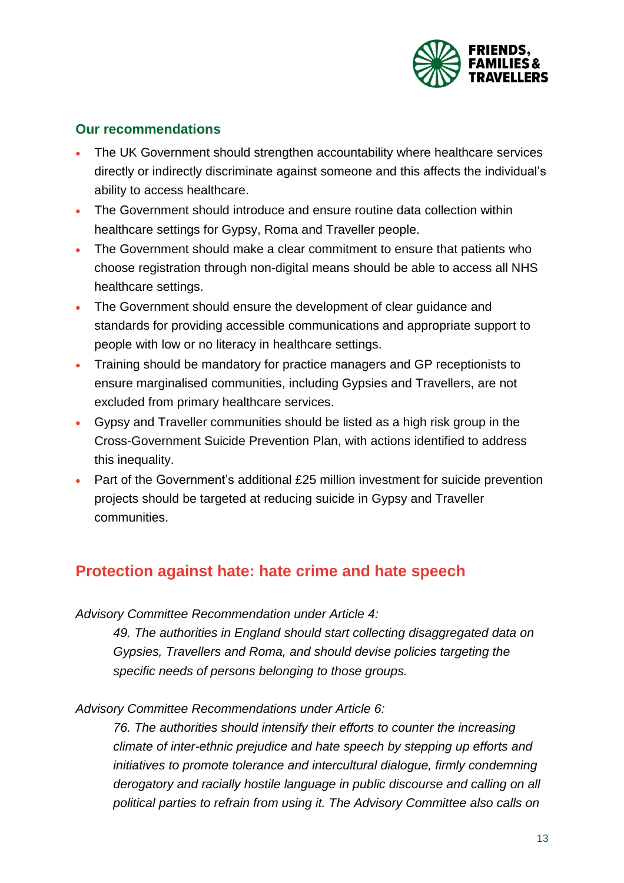### Our recommendations

- The UK Government should strengthen accountability where healthcare services directly or indirectly discriminate against someone and this affects the individual's ability to access healthcare.
- The Government should introduce and ensure routine data collection within healthcare settings for Gypsy, Roma and Traveller people.
- The Government should make a clear commitment to ensure that patients who choose registration through non-digital means should be able to access all NHS healthcare settings.
- The Government should ensure the development of clear guidance and standards for providing accessible communications and appropriate support to people with low or no literacy in healthcare settings.
- Training should be mandatory for practice managers and GP receptionists to ensure marginalised communities, including Gypsies and Travellers, are not excluded from primary healthcare services.
- Gypsy and Traveller communities should be listed as a high risk group in the Cross-Government Suicide Prevention Plan, with actions identified to address this inequality.
- Part of the Government's additional £25 million investment for suicide prevention projects should be targeted at reducing suicide in Gypsy and Traveller communities.

## Protection against hate: hate crime and hate speech

*Advisory Committee Recommendation under Article 4:*

> *49. The authorities in England should start collecting disaggregated data on Gypsies, Travellers and Roma, and should devise policies targeting the specific needs of persons belonging to those groups.*

*Advisory Committee Recommendations under Article 6:*

> *76. The authorities should intensify their efforts to counter the increasing climate of inter-ethnic prejudice and hate speech by stepping up efforts and initiatives to promote tolerance and intercultural dialogue, firmly condemning derogatory and racially hostile language in public discourse and calling on all political parties to refrain from using it. The Advisory Committee also calls on*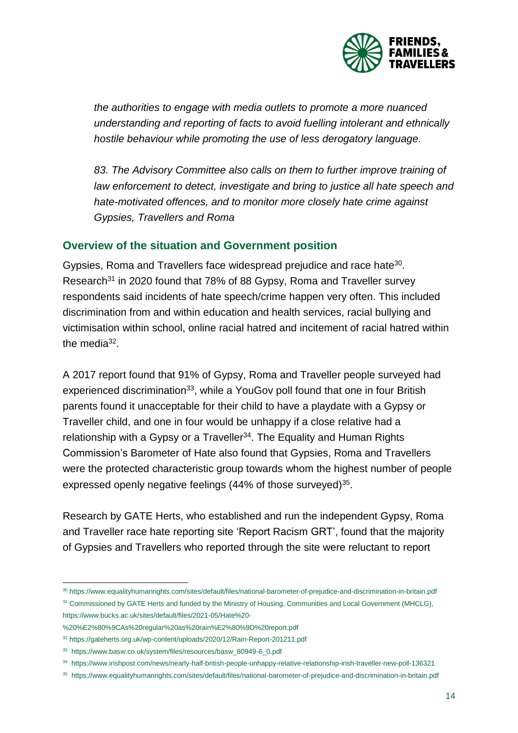*the authorities to engage with media outlets to promote a more nuanced understanding and reporting of facts to avoid fuelling intolerant and ethnically hostile behaviour while promoting the use of less derogatory language.*

*83. The Advisory Committee also calls on them to further improve training of law enforcement to detect, investigate and bring to justice all hate speech and hate-motivated offences, and to monitor more closely hate crime against Gypsies, Travellers and Roma*

## Overview of the situation and Government position

Gypsies, Roma and Travellers face widespread prejudice and race hate[30]. Research[31] in 2020 found that 78% of 88 Gypsy, Roma and Traveller survey respondents said incidents of hate speech/crime happen very often. This included discrimination from and within education and health services, racial bullying and victimisation within school, online racial hatred and incitement of racial hatred within the media[32].

A 2017 report found that 91% of Gypsy, Roma and Traveller people surveyed had experienced discrimination[33], while a YouGov poll found that one in four British parents found it unacceptable for their child to have a playdate with a Gypsy or Traveller child, and one in four would be unhappy if a close relative had a relationship with a Gypsy or a Traveller[34]. The Equality and Human Rights Commission's Barometer of Hate also found that Gypsies, Roma and Travellers were the protected characteristic group towards whom the highest number of people expressed openly negative feelings (44% of those surveyed)[35].

Research by GATE Herts, who established and run the independent Gypsy, Roma and Traveller race hate reporting site 'Report Racism GRT', found that the majority of Gypsies and Travellers who reported through the site were reluctant to report

---

[30] https://www.equalityhumanrights.com/sites/default/files/national-barometer-of-prejudice-and-discrimination-in-britain.pdf

[31] Commissioned by GATE Herts and funded by the Ministry of Housing, Communities and Local Government (MHCLG), https://www.bucks.ac.uk/sites/default/files/2021-05/Hate%20-%20%E2%80%9CAs%20regular%20as%20rain%E2%80%9D%20report.pdf

[32] https://gateherts.org.uk/wp-content/uploads/2020/12/Rain-Report-201211.pdf

[33] https://www.basw.co.uk/system/files/resources/basw_80949-6_0.pdf

[34] https://www.irishpost.com/news/nearly-half-british-people-unhappy-relative-relationship-irish-traveller-new-poll-136321

[35] https://www.equalityhumanrights.com/sites/default/files/national-barometer-of-prejudice-and-discrimination-in-britain.pdf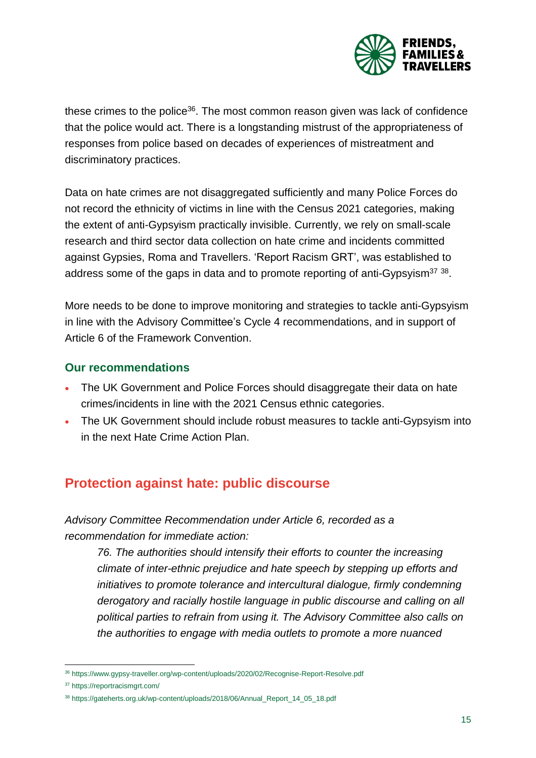these crimes to the police[36]. The most common reason given was lack of confidence that the police would act. There is a longstanding mistrust of the appropriateness of responses from police based on decades of experiences of mistreatment and discriminatory practices.

Data on hate crimes are not disaggregated sufficiently and many Police Forces do not record the ethnicity of victims in line with the Census 2021 categories, making the extent of anti-Gypsyism practically invisible. Currently, we rely on small-scale research and third sector data collection on hate crime and incidents committed against Gypsies, Roma and Travellers. 'Report Racism GRT', was established to address some of the gaps in data and to promote reporting of anti-Gypsyism[37] [38].

More needs to be done to improve monitoring and strategies to tackle anti-Gypsyism in line with the Advisory Committee's Cycle 4 recommendations, and in support of Article 6 of the Framework Convention.

### Our recommendations

- The UK Government and Police Forces should disaggregate their data on hate crimes/incidents in line with the 2021 Census ethnic categories.
- The UK Government should include robust measures to tackle anti-Gypsyism into in the next Hate Crime Action Plan.

## Protection against hate: public discourse

*Advisory Committee Recommendation under Article 6, recorded as a recommendation for immediate action:*

> *76. The authorities should intensify their efforts to counter the increasing climate of inter-ethnic prejudice and hate speech by stepping up efforts and initiatives to promote tolerance and intercultural dialogue, firmly condemning derogatory and racially hostile language in public discourse and calling on all political parties to refrain from using it. The Advisory Committee also calls on the authorities to engage with media outlets to promote a more nuanced*

---

[36] https://www.gypsy-traveller.org/wp-content/uploads/2020/02/Recognise-Report-Resolve.pdf

[37] https://reportracismgrt.com/

[38] https://gateherts.org.uk/wp-content/uploads/2018/06/Annual_Report_14_05_18.pdf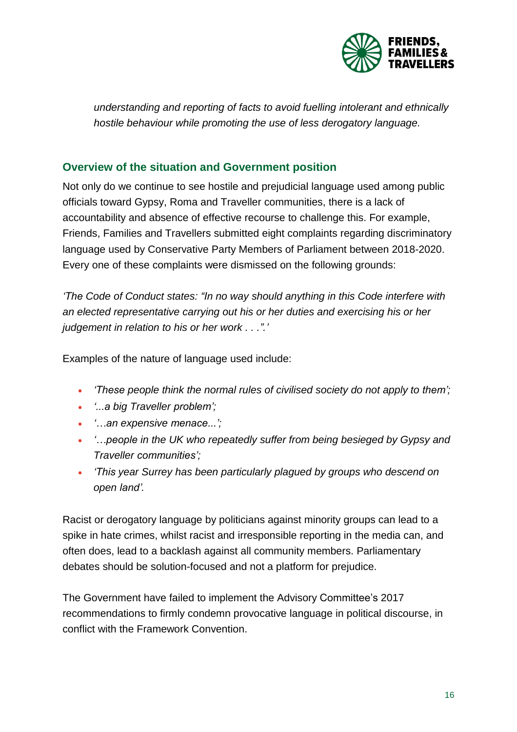*understanding and reporting of facts to avoid fuelling intolerant and ethnically hostile behaviour while promoting the use of less derogatory language.*

## Overview of the situation and Government position

Not only do we continue to see hostile and prejudicial language used among public officials toward Gypsy, Roma and Traveller communities, there is a lack of accountability and absence of effective recourse to challenge this. For example, Friends, Families and Travellers submitted eight complaints regarding discriminatory language used by Conservative Party Members of Parliament between 2018-2020. Every one of these complaints were dismissed on the following grounds:

*'The Code of Conduct states: "In no way should anything in this Code interfere with an elected representative carrying out his or her duties and exercising his or her judgement in relation to his or her work . . .".'*

Examples of the nature of language used include:

- *'These people think the normal rules of civilised society do not apply to them';*
- *'...a big Traveller problem';*
- *'…an expensive menace...';*
- *'…people in the UK who repeatedly suffer from being besieged by Gypsy and Traveller communities';*
- *'This year Surrey has been particularly plagued by groups who descend on open land'.*

Racist or derogatory language by politicians against minority groups can lead to a spike in hate crimes, whilst racist and irresponsible reporting in the media can, and often does, lead to a backlash against all community members. Parliamentary debates should be solution-focused and not a platform for prejudice.

The Government have failed to implement the Advisory Committee's 2017 recommendations to firmly condemn provocative language in political discourse, in conflict with the Framework Convention.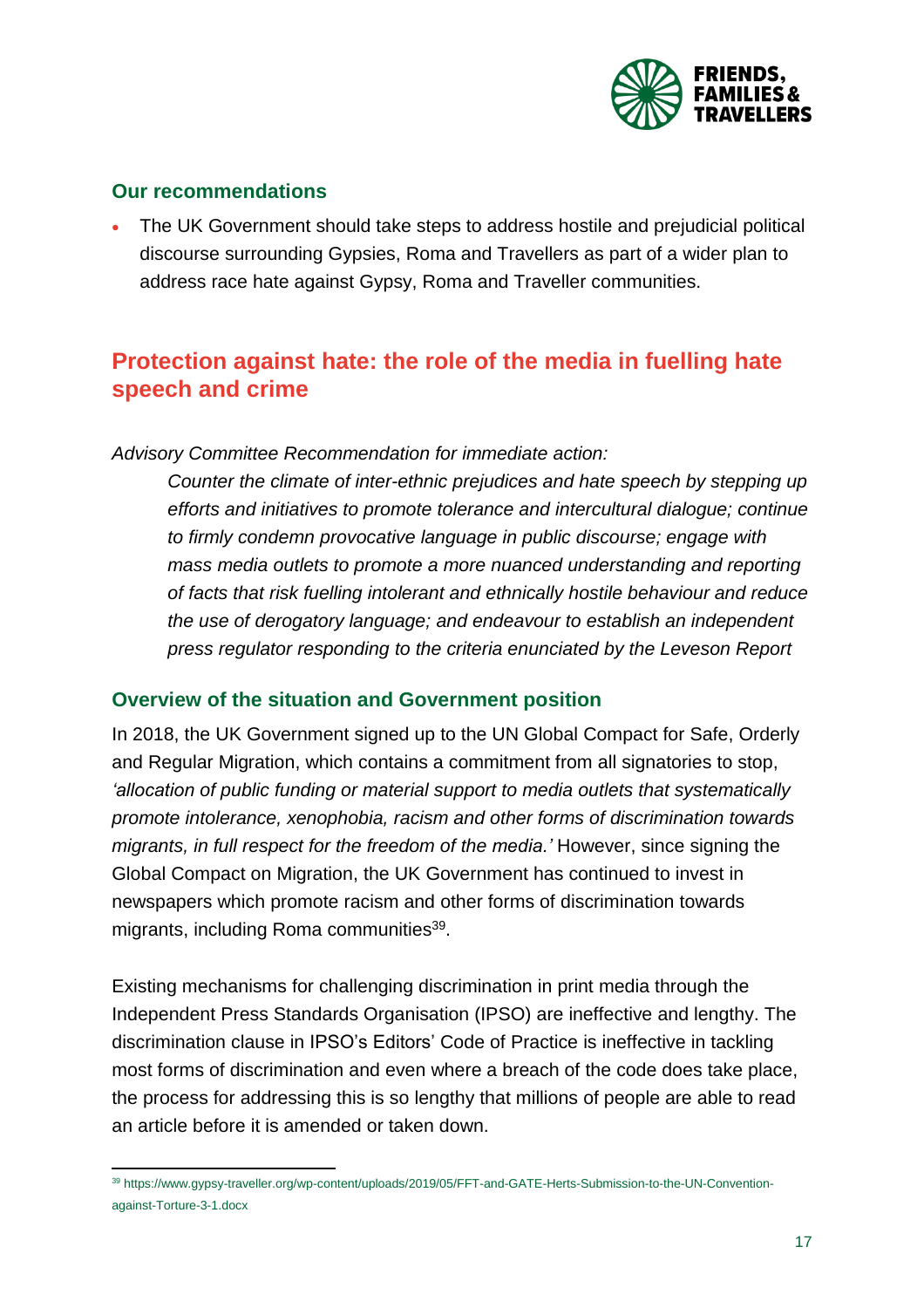### Our recommendations

- The UK Government should take steps to address hostile and prejudicial political discourse surrounding Gypsies, Roma and Travellers as part of a wider plan to address race hate against Gypsy, Roma and Traveller communities.

## Protection against hate: the role of the media in fuelling hate speech and crime

*Advisory Committee Recommendation for immediate action:*

> *Counter the climate of inter-ethnic prejudices and hate speech by stepping up efforts and initiatives to promote tolerance and intercultural dialogue; continue to firmly condemn provocative language in public discourse; engage with mass media outlets to promote a more nuanced understanding and reporting of facts that risk fuelling intolerant and ethnically hostile behaviour and reduce the use of derogatory language; and endeavour to establish an independent press regulator responding to the criteria enunciated by the Leveson Report*

### Overview of the situation and Government position

In 2018, the UK Government signed up to the UN Global Compact for Safe, Orderly and Regular Migration, which contains a commitment from all signatories to stop, *'allocation of public funding or material support to media outlets that systematically promote intolerance, xenophobia, racism and other forms of discrimination towards migrants, in full respect for the freedom of the media.'* However, since signing the Global Compact on Migration, the UK Government has continued to invest in newspapers which promote racism and other forms of discrimination towards migrants, including Roma communities[39].

Existing mechanisms for challenging discrimination in print media through the Independent Press Standards Organisation (IPSO) are ineffective and lengthy. The discrimination clause in IPSO's Editors' Code of Practice is ineffective in tackling most forms of discrimination and even where a breach of the code does take place, the process for addressing this is so lengthy that millions of people are able to read an article before it is amended or taken down.

---

[39] https://www.gypsy-traveller.org/wp-content/uploads/2019/05/FFT-and-GATE-Herts-Submission-to-the-UN-Convention-against-Torture-3-1.docx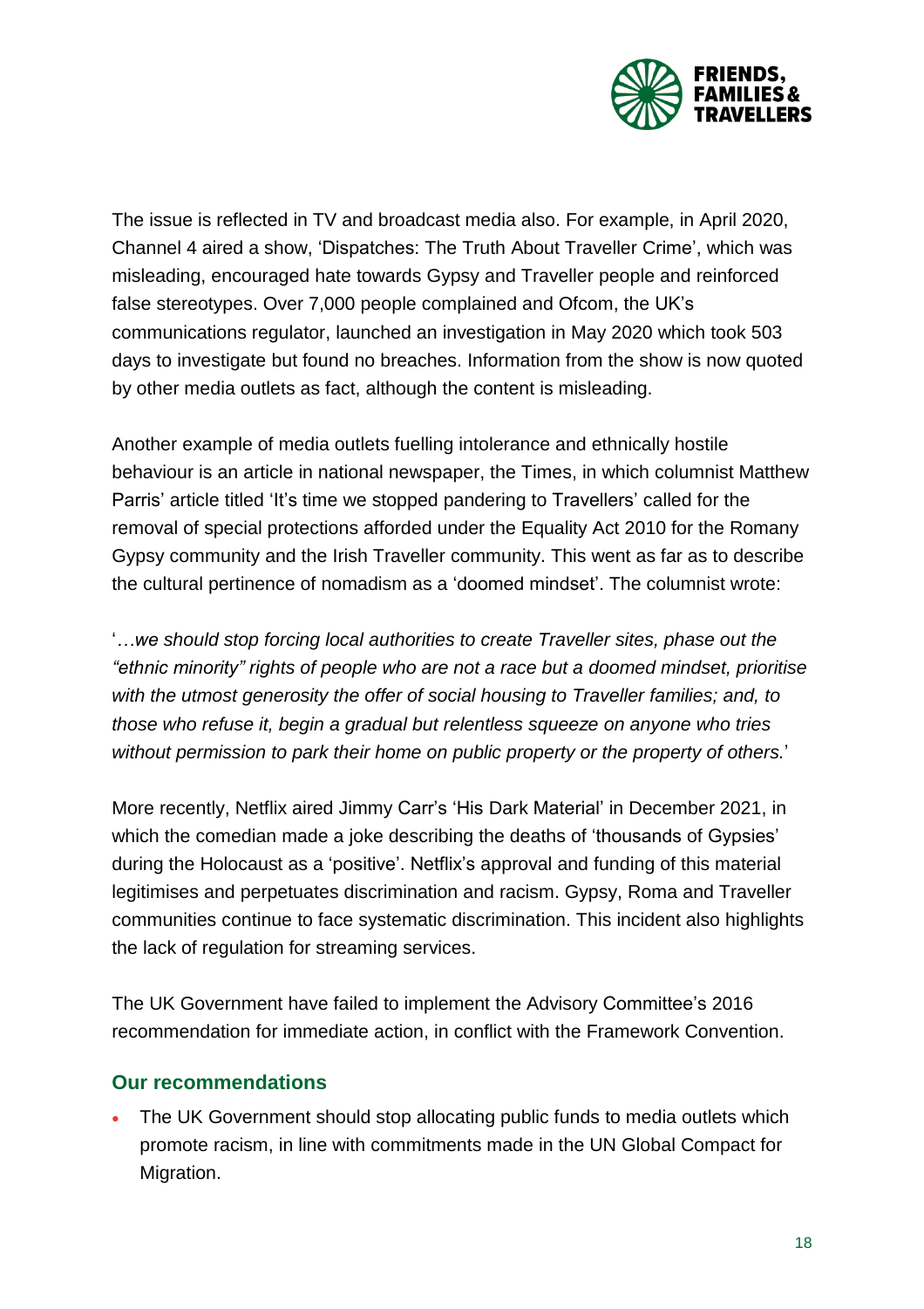The issue is reflected in TV and broadcast media also. For example, in April 2020, Channel 4 aired a show, 'Dispatches: The Truth About Traveller Crime', which was misleading, encouraged hate towards Gypsy and Traveller people and reinforced false stereotypes. Over 7,000 people complained and Ofcom, the UK's communications regulator, launched an investigation in May 2020 which took 503 days to investigate but found no breaches. Information from the show is now quoted by other media outlets as fact, although the content is misleading.

Another example of media outlets fuelling intolerance and ethnically hostile behaviour is an article in national newspaper, the Times, in which columnist Matthew Parris' article titled 'It's time we stopped pandering to Travellers' called for the removal of special protections afforded under the Equality Act 2010 for the Romany Gypsy community and the Irish Traveller community. This went as far as to describe the cultural pertinence of nomadism as a 'doomed mindset'. The columnist wrote:

'*…we should stop forcing local authorities to create Traveller sites, phase out the "ethnic minority" rights of people who are not a race but a doomed mindset, prioritise with the utmost generosity the offer of social housing to Traveller families; and, to those who refuse it, begin a gradual but relentless squeeze on anyone who tries without permission to park their home on public property or the property of others.*'

More recently, Netflix aired Jimmy Carr's 'His Dark Material' in December 2021, in which the comedian made a joke describing the deaths of 'thousands of Gypsies' during the Holocaust as a 'positive'. Netflix's approval and funding of this material legitimises and perpetuates discrimination and racism. Gypsy, Roma and Traveller communities continue to face systematic discrimination. This incident also highlights the lack of regulation for streaming services.

The UK Government have failed to implement the Advisory Committee's 2016 recommendation for immediate action, in conflict with the Framework Convention.

### Our recommendations

- The UK Government should stop allocating public funds to media outlets which promote racism, in line with commitments made in the UN Global Compact for Migration.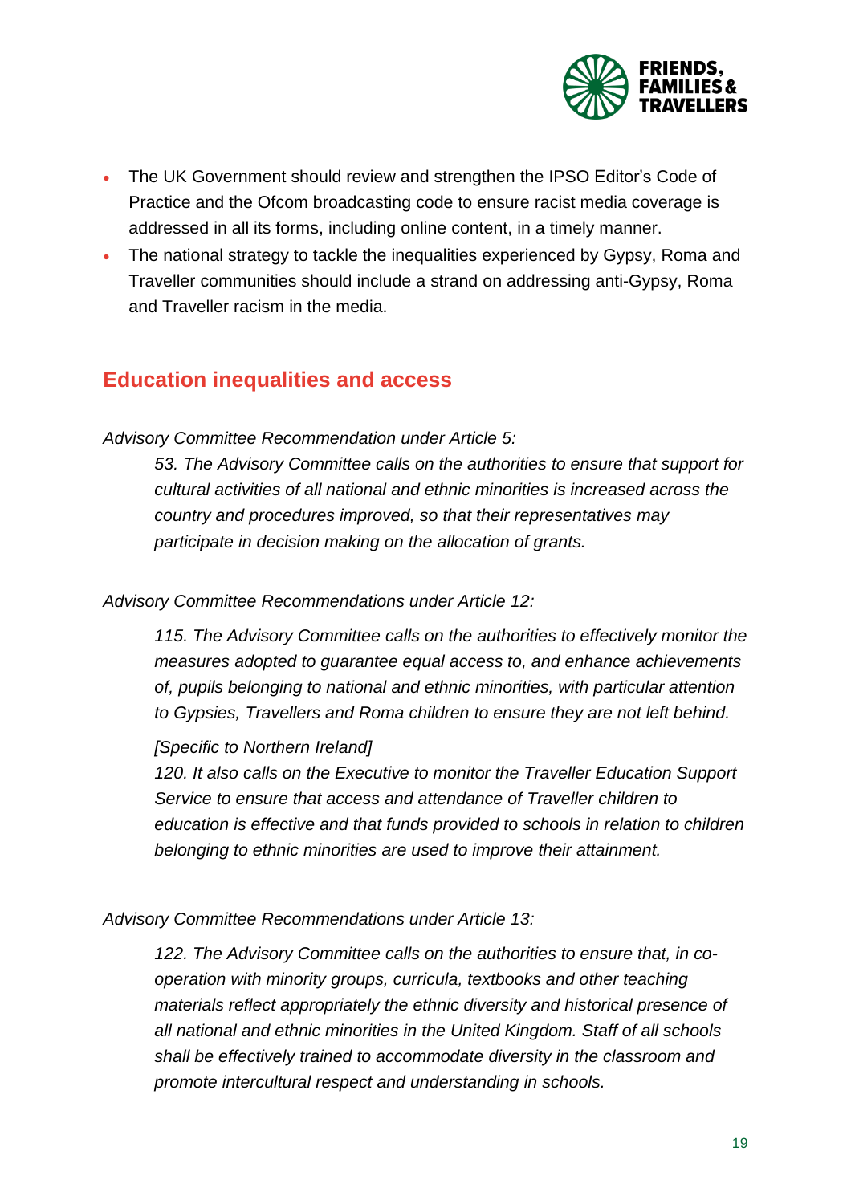- The UK Government should review and strengthen the IPSO Editor's Code of Practice and the Ofcom broadcasting code to ensure racist media coverage is addressed in all its forms, including online content, in a timely manner.
- The national strategy to tackle the inequalities experienced by Gypsy, Roma and Traveller communities should include a strand on addressing anti-Gypsy, Roma and Traveller racism in the media.

## Education inequalities and access

*Advisory Committee Recommendation under Article 5:*

> *53. The Advisory Committee calls on the authorities to ensure that support for cultural activities of all national and ethnic minorities is increased across the country and procedures improved, so that their representatives may participate in decision making on the allocation of grants.*

*Advisory Committee Recommendations under Article 12:*

> *115. The Advisory Committee calls on the authorities to effectively monitor the measures adopted to guarantee equal access to, and enhance achievements of, pupils belonging to national and ethnic minorities, with particular attention to Gypsies, Travellers and Roma children to ensure they are not left behind.*
>
> *[Specific to Northern Ireland]*
> *120. It also calls on the Executive to monitor the Traveller Education Support Service to ensure that access and attendance of Traveller children to education is effective and that funds provided to schools in relation to children belonging to ethnic minorities are used to improve their attainment.*

*Advisory Committee Recommendations under Article 13:*

> *122. The Advisory Committee calls on the authorities to ensure that, in co-operation with minority groups, curricula, textbooks and other teaching materials reflect appropriately the ethnic diversity and historical presence of all national and ethnic minorities in the United Kingdom. Staff of all schools shall be effectively trained to accommodate diversity in the classroom and promote intercultural respect and understanding in schools.*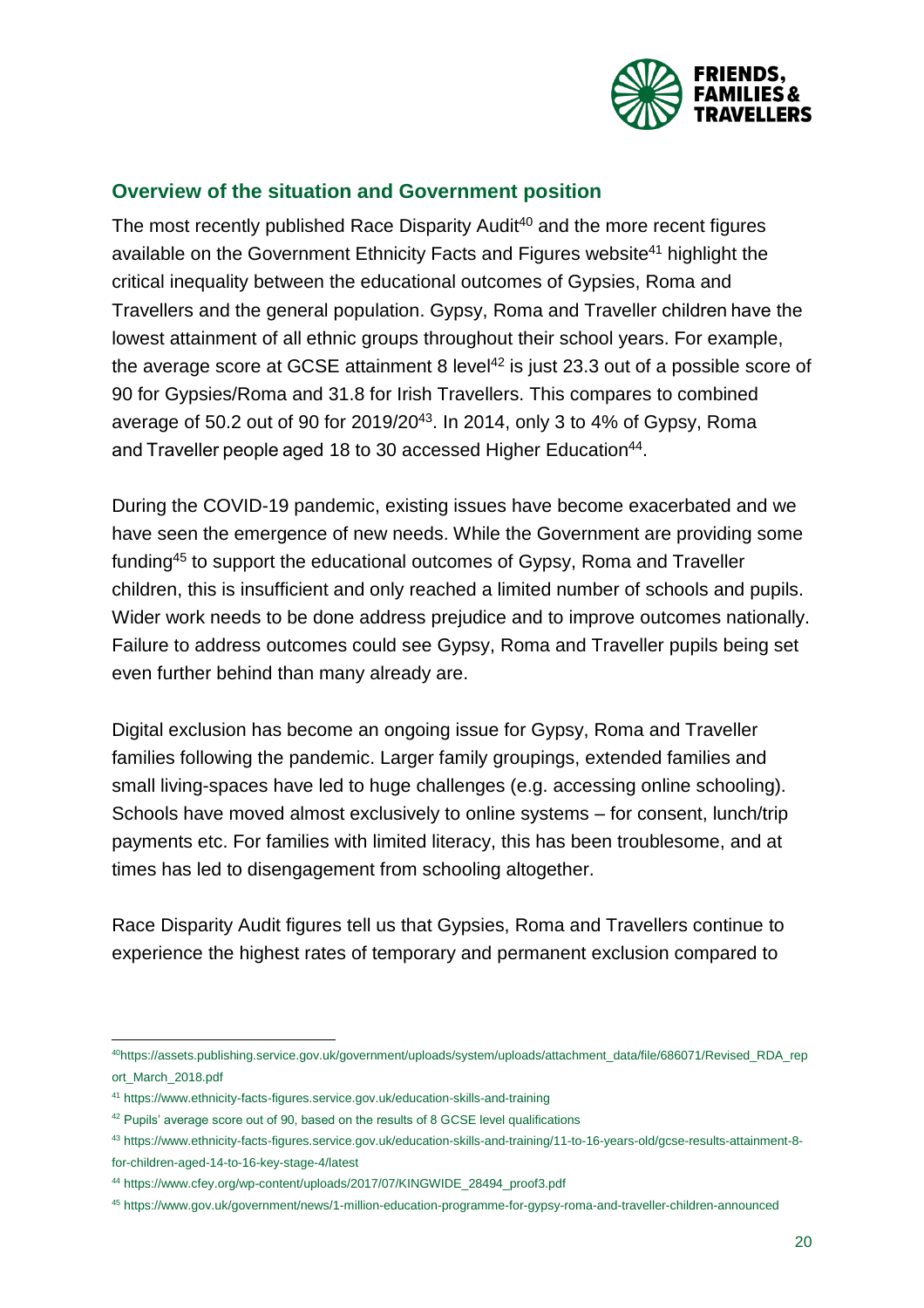## Overview of the situation and Government position

The most recently published Race Disparity Audit[40] and the more recent figures available on the Government Ethnicity Facts and Figures website[41] highlight the critical inequality between the educational outcomes of Gypsies, Roma and Travellers and the general population. Gypsy, Roma and Traveller children have the lowest attainment of all ethnic groups throughout their school years. For example, the average score at GCSE attainment 8 level[42] is just 23.3 out of a possible score of 90 for Gypsies/Roma and 31.8 for Irish Travellers. This compares to combined average of 50.2 out of 90 for 2019/20[43]. In 2014, only 3 to 4% of Gypsy, Roma and Traveller people aged 18 to 30 accessed Higher Education[44].

During the COVID-19 pandemic, existing issues have become exacerbated and we have seen the emergence of new needs. While the Government are providing some funding[45] to support the educational outcomes of Gypsy, Roma and Traveller children, this is insufficient and only reached a limited number of schools and pupils. Wider work needs to be done address prejudice and to improve outcomes nationally. Failure to address outcomes could see Gypsy, Roma and Traveller pupils being set even further behind than many already are.

Digital exclusion has become an ongoing issue for Gypsy, Roma and Traveller families following the pandemic. Larger family groupings, extended families and small living-spaces have led to huge challenges (e.g. accessing online schooling). Schools have moved almost exclusively to online systems – for consent, lunch/trip payments etc. For families with limited literacy, this has been troublesome, and at times has led to disengagement from schooling altogether.

Race Disparity Audit figures tell us that Gypsies, Roma and Travellers continue to experience the highest rates of temporary and permanent exclusion compared to

---

[40] https://assets.publishing.service.gov.uk/government/uploads/system/uploads/attachment_data/file/686071/Revised_RDA_report_March_2018.pdf

[41] https://www.ethnicity-facts-figures.service.gov.uk/education-skills-and-training

[42] Pupils' average score out of 90, based on the results of 8 GCSE level qualifications

[43] https://www.ethnicity-facts-figures.service.gov.uk/education-skills-and-training/11-to-16-years-old/gcse-results-attainment-8-for-children-aged-14-to-16-key-stage-4/latest

[44] https://www.cfey.org/wp-content/uploads/2017/07/KINGWIDE_28494_proof3.pdf

[45] https://www.gov.uk/government/news/1-million-education-programme-for-gypsy-roma-and-traveller-children-announced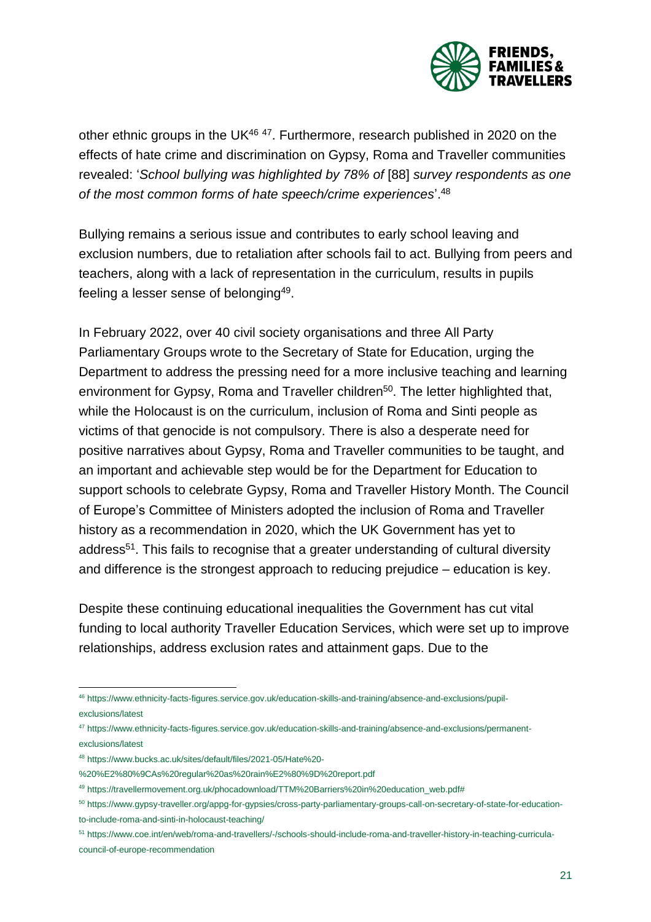other ethnic groups in the UK[46] [47]. Furthermore, research published in 2020 on the effects of hate crime and discrimination on Gypsy, Roma and Traveller communities revealed: '*School bullying was highlighted by 78% of* [88] *survey respondents as one of the most common forms of hate speech/crime experiences*'.[48]

Bullying remains a serious issue and contributes to early school leaving and exclusion numbers, due to retaliation after schools fail to act. Bullying from peers and teachers, along with a lack of representation in the curriculum, results in pupils feeling a lesser sense of belonging[49].

In February 2022, over 40 civil society organisations and three All Party Parliamentary Groups wrote to the Secretary of State for Education, urging the Department to address the pressing need for a more inclusive teaching and learning environment for Gypsy, Roma and Traveller children[50]. The letter highlighted that, while the Holocaust is on the curriculum, inclusion of Roma and Sinti people as victims of that genocide is not compulsory. There is also a desperate need for positive narratives about Gypsy, Roma and Traveller communities to be taught, and an important and achievable step would be for the Department for Education to support schools to celebrate Gypsy, Roma and Traveller History Month. The Council of Europe's Committee of Ministers adopted the inclusion of Roma and Traveller history as a recommendation in 2020, which the UK Government has yet to address[51]. This fails to recognise that a greater understanding of cultural diversity and difference is the strongest approach to reducing prejudice – education is key.

Despite these continuing educational inequalities the Government has cut vital funding to local authority Traveller Education Services, which were set up to improve relationships, address exclusion rates and attainment gaps. Due to the

---

[46] https://www.ethnicity-facts-figures.service.gov.uk/education-skills-and-training/absence-and-exclusions/pupil-exclusions/latest

[47] https://www.ethnicity-facts-figures.service.gov.uk/education-skills-and-training/absence-and-exclusions/permanent-exclusions/latest

[48] https://www.bucks.ac.uk/sites/default/files/2021-05/Hate%20-%20%E2%80%9CAs%20regular%20as%20rain%E2%80%9D%20report.pdf

[49] https://travellermovement.org.uk/phocadownload/TTM%20Barriers%20in%20education_web.pdf#

[50] https://www.gypsy-traveller.org/appg-for-gypsies/cross-party-parliamentary-groups-call-on-secretary-of-state-for-education-to-include-roma-and-sinti-in-holocaust-teaching/

[51] https://www.coe.int/en/web/roma-and-travellers/-/schools-should-include-roma-and-traveller-history-in-teaching-curricula-council-of-europe-recommendation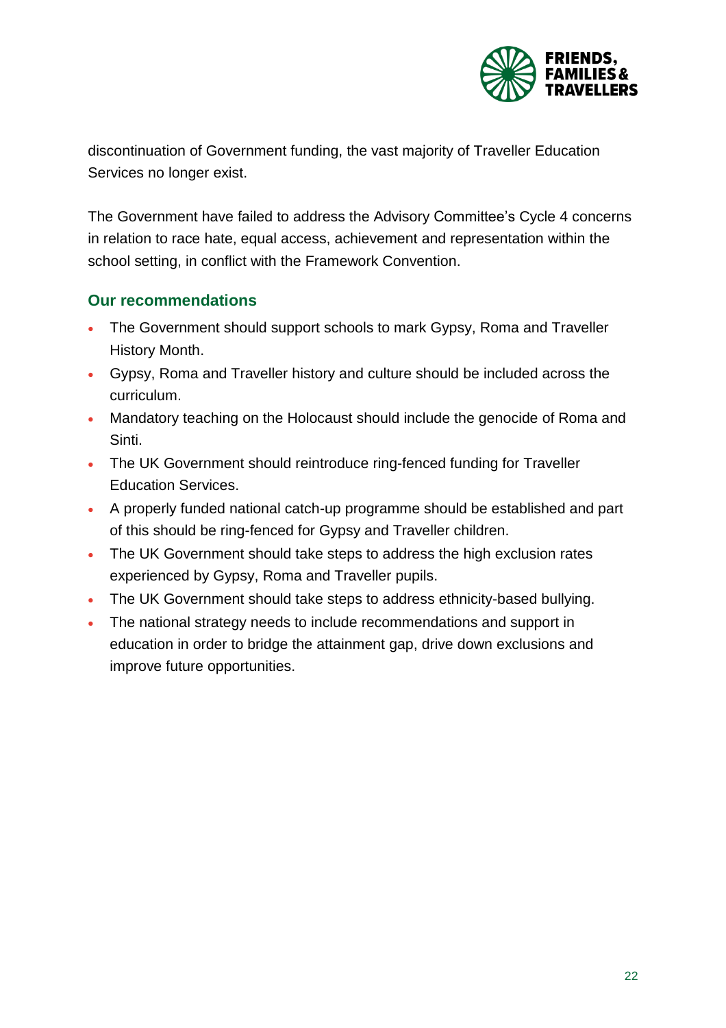discontinuation of Government funding, the vast majority of Traveller Education Services no longer exist.

The Government have failed to address the Advisory Committee's Cycle 4 concerns in relation to race hate, equal access, achievement and representation within the school setting, in conflict with the Framework Convention.

### Our recommendations

- The Government should support schools to mark Gypsy, Roma and Traveller History Month.
- Gypsy, Roma and Traveller history and culture should be included across the curriculum.
- Mandatory teaching on the Holocaust should include the genocide of Roma and Sinti.
- The UK Government should reintroduce ring-fenced funding for Traveller Education Services.
- A properly funded national catch-up programme should be established and part of this should be ring-fenced for Gypsy and Traveller children.
- The UK Government should take steps to address the high exclusion rates experienced by Gypsy, Roma and Traveller pupils.
- The UK Government should take steps to address ethnicity-based bullying.
- The national strategy needs to include recommendations and support in education in order to bridge the attainment gap, drive down exclusions and improve future opportunities.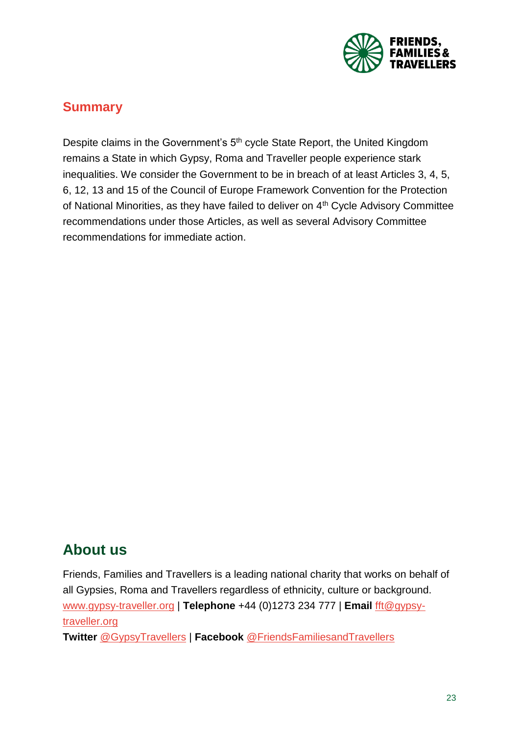## Summary

Despite claims in the Government's 5th cycle State Report, the United Kingdom remains a State in which Gypsy, Roma and Traveller people experience stark inequalities. We consider the Government to be in breach of at least Articles 3, 4, 5, 6, 12, 13 and 15 of the Council of Europe Framework Convention for the Protection of National Minorities, as they have failed to deliver on 4th Cycle Advisory Committee recommendations under those Articles, as well as several Advisory Committee recommendations for immediate action.

## About us

Friends, Families and Travellers is a leading national charity that works on behalf of all Gypsies, Roma and Travellers regardless of ethnicity, culture or background. www.gypsy-traveller.org | **Telephone** +44 (0)1273 234 777 | **Email** fft@gypsy-traveller.org
**Twitter** @GypsyTravellers | **Facebook** @FriendsFamiliesandTravellers